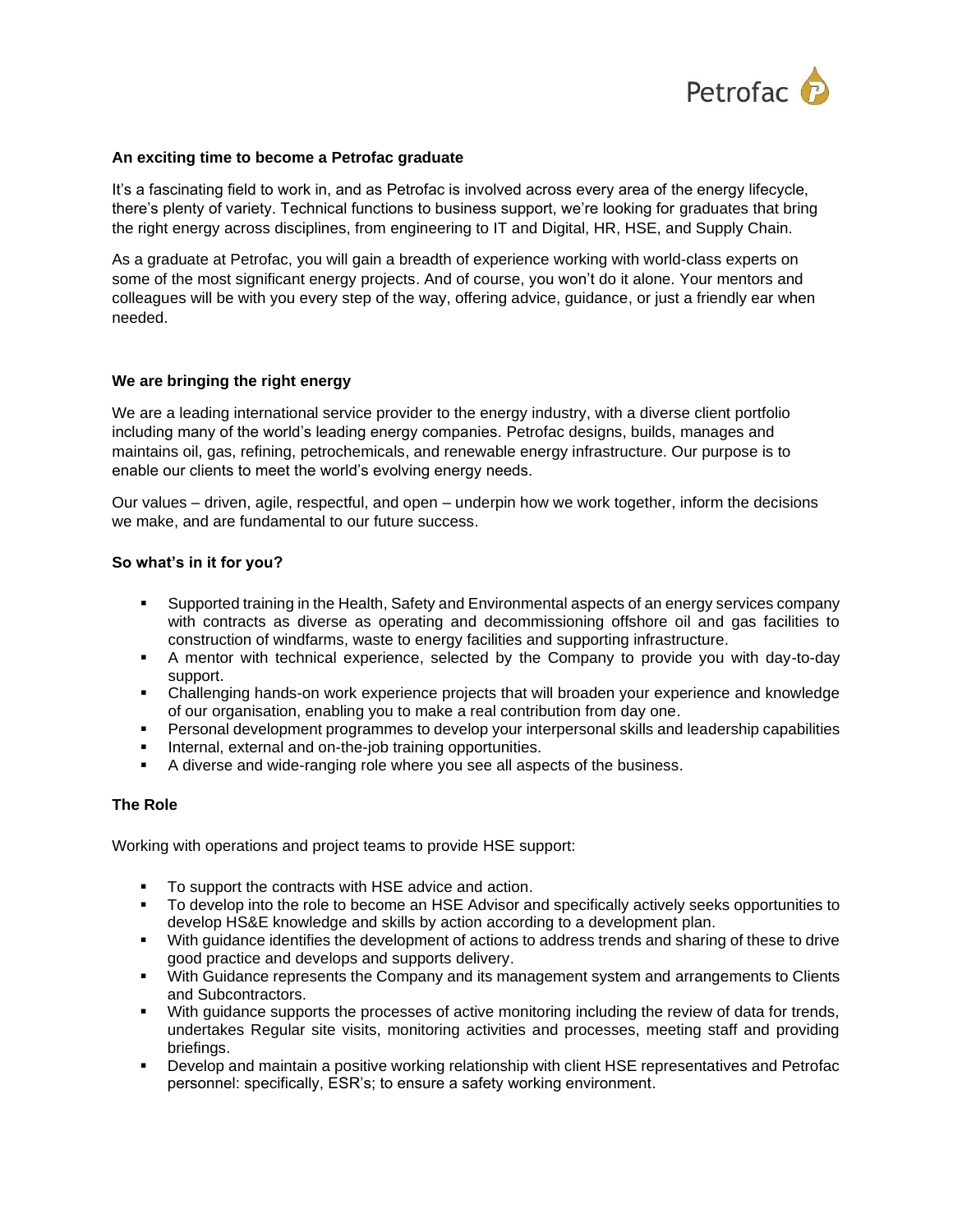### An exciting time to become a Petrofac graduate

It's a fascinating field to work in, and as Petrofac is involved across every area of the energy lifecycle, there's plenty of variety. Technical functions to business support, we're looking for graduates that bring the right energy across disciplines, from engineering to IT and Digital, HR, HSE, and Supply Chain.

As a graduate at Petrofac, you will gain a breadth of experience working with world-class experts on some of the most significant energy projects. And of course, you won't do it alone. Your mentors and colleagues will be with you every step of the way, offering advice, guidance, or just a friendly ear when needed.

### We are bringing the right energy

We are a leading international service provider to the energy industry, with a diverse client portfolio including many of the world's leading energy companies. Petrofac designs, builds, manages and maintains oil, gas, refining, petrochemicals, and renewable energy infrastructure. Our purpose is to enable our clients to meet the world's evolving energy needs.

Our values – driven, agile, respectful, and open – underpin how we work together, inform the decisions we make, and are fundamental to our future success.

### So what's in it for you?

- Supported training in the Health, Safety and Environmental aspects of an energy services company with contracts as diverse as operating and decommissioning offshore oil and gas facilities to construction of windfarms, waste to energy facilities and supporting infrastructure.
- A mentor with technical experience, selected by the Company to provide you with day-to-day support.
- Challenging hands-on work experience projects that will broaden your experience and knowledge of our organisation, enabling you to make a real contribution from day one.
- Personal development programmes to develop your interpersonal skills and leadership capabilities
- Internal, external and on-the-job training opportunities.
- A diverse and wide-ranging role where you see all aspects of the business.

### The Role

Working with operations and project teams to provide HSE support:

- To support the contracts with HSE advice and action.
- To develop into the role to become an HSE Advisor and specifically actively seeks opportunities to develop HS&E knowledge and skills by action according to a development plan.
- With guidance identifies the development of actions to address trends and sharing of these to drive good practice and develops and supports delivery.
- With Guidance represents the Company and its management system and arrangements to Clients and Subcontractors.
- With guidance supports the processes of active monitoring including the review of data for trends, undertakes Regular site visits, monitoring activities and processes, meeting staff and providing briefings.
- Develop and maintain a positive working relationship with client HSE representatives and Petrofac personnel: specifically, ESR's; to ensure a safety working environment.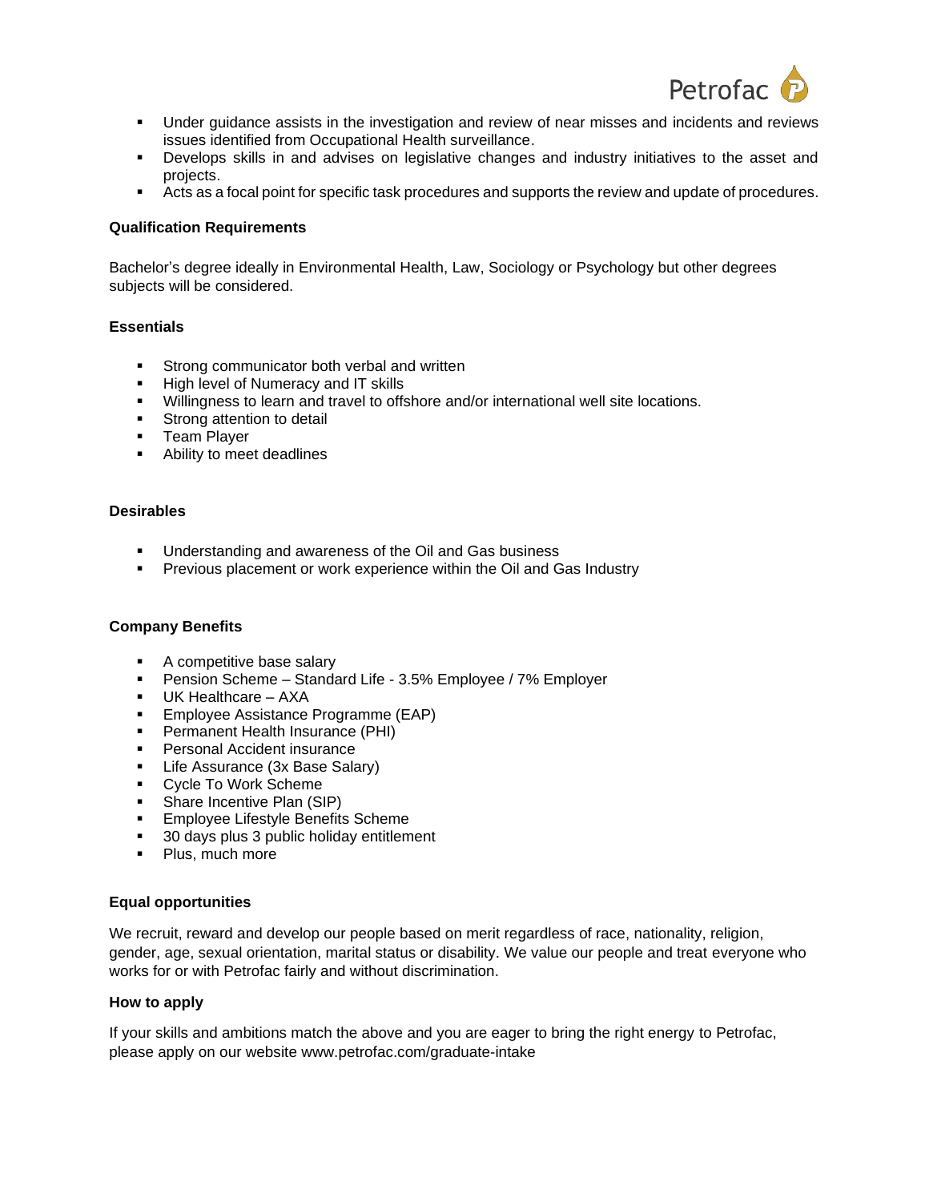- Under guidance assists in the investigation and review of near misses and incidents and reviews issues identified from Occupational Health surveillance.
- Develops skills in and advises on legislative changes and industry initiatives to the asset and projects.
- Acts as a focal point for specific task procedures and supports the review and update of procedures.

**Qualification Requirements**

Bachelor's degree ideally in Environmental Health, Law, Sociology or Psychology but other degrees subjects will be considered.

**Essentials**

- Strong communicator both verbal and written
- High level of Numeracy and IT skills
- Willingness to learn and travel to offshore and/or international well site locations.
- Strong attention to detail
- Team Player
- Ability to meet deadlines

**Desirables**

- Understanding and awareness of the Oil and Gas business
- Previous placement or work experience within the Oil and Gas Industry

**Company Benefits**

- A competitive base salary
- Pension Scheme – Standard Life - 3.5% Employee / 7% Employer
- UK Healthcare – AXA
- Employee Assistance Programme (EAP)
- Permanent Health Insurance (PHI)
- Personal Accident insurance
- Life Assurance (3x Base Salary)
- Cycle To Work Scheme
- Share Incentive Plan (SIP)
- Employee Lifestyle Benefits Scheme
- 30 days plus 3 public holiday entitlement
- Plus, much more

**Equal opportunities**

We recruit, reward and develop our people based on merit regardless of race, nationality, religion, gender, age, sexual orientation, marital status or disability. We value our people and treat everyone who works for or with Petrofac fairly and without discrimination.

**How to apply**

If your skills and ambitions match the above and you are eager to bring the right energy to Petrofac, please apply on our website www.petrofac.com/graduate-intake